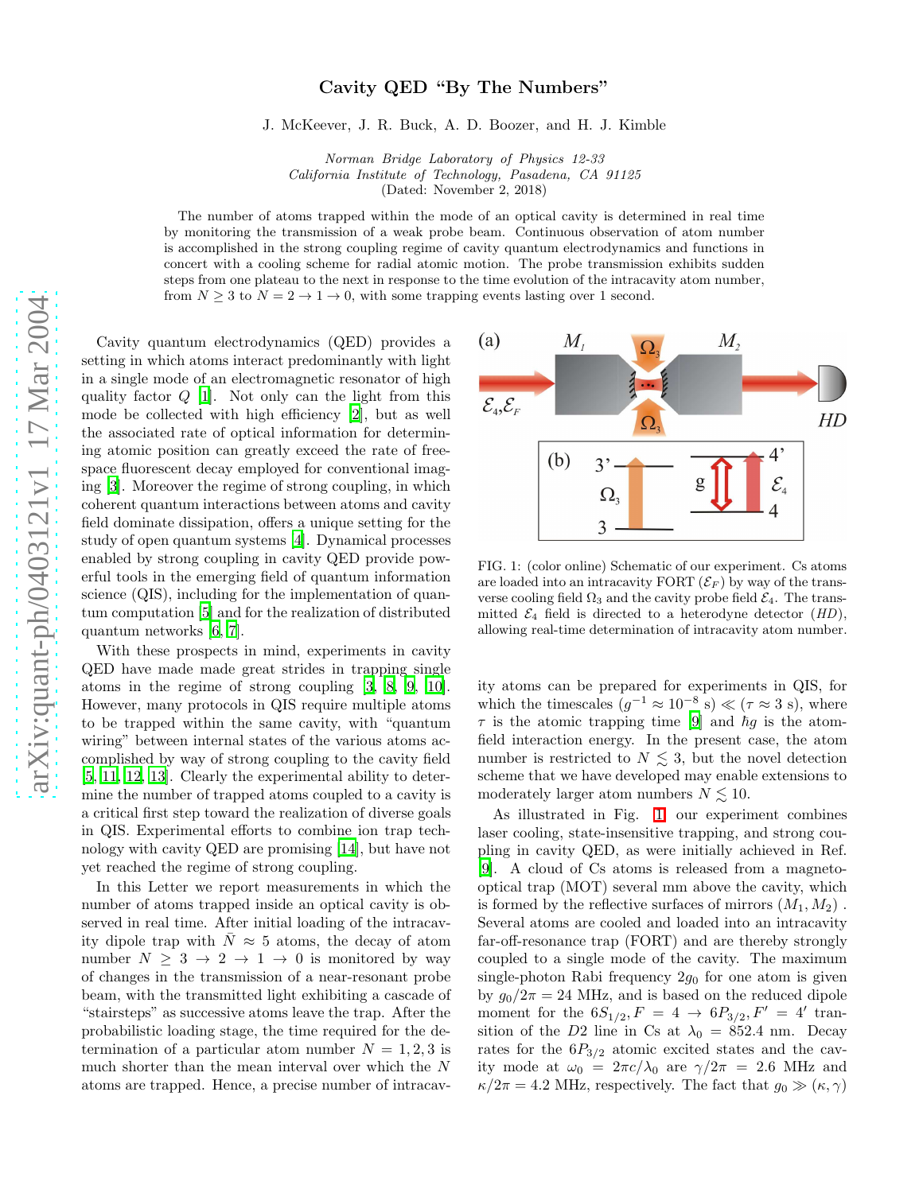# Cavity QED "By The Numbers"

J. McKeever, J. R. Buck, A. D. Boozer, and H. J. Kimble

*Norman Bridge Laboratory of Physics 12-33*
*California Institute of Technology, Pasadena, CA 91125*
(Dated: November 2, 2018)

The number of atoms trapped within the mode of an optical cavity is determined in real time by monitoring the transmission of a weak probe beam. Continuous observation of atom number is accomplished in the strong coupling regime of cavity quantum electrodynamics and functions in concert with a cooling scheme for radial atomic motion. The probe transmission exhibits sudden steps from one plateau to the next in response to the time evolution of the intracavity atom number, from $N \geq 3$ to $N = 2 \rightarrow 1 \rightarrow 0$, with some trapping events lasting over 1 second.

Cavity quantum electrodynamics (QED) provides a setting in which atoms interact predominantly with light in a single mode of an electromagnetic resonator of high quality factor $Q$ [1]. Not only can the light from this mode be collected with high efficiency [2], but as well the associated rate of optical information for determining atomic position can greatly exceed the rate of free-space fluorescent decay employed for conventional imaging [3]. Moreover the regime of strong coupling, in which coherent quantum interactions between atoms and cavity field dominate dissipation, offers a unique setting for the study of open quantum systems [4]. Dynamical processes enabled by strong coupling in cavity QED provide powerful tools in the emerging field of quantum information science (QIS), including for the implementation of quantum computation [5] and for the realization of distributed quantum networks [6, 7].

With these prospects in mind, experiments in cavity QED have made made great strides in trapping single atoms in the regime of strong coupling [3, 8, 9, 10]. However, many protocols in QIS require multiple atoms to be trapped within the same cavity, with "quantum wiring" between internal states of the various atoms accomplished by way of strong coupling to the cavity field [5, 11, 12, 13]. Clearly the experimental ability to determine the number of trapped atoms coupled to a cavity is a critical first step toward the realization of diverse goals in QIS. Experimental efforts to combine ion trap technology with cavity QED are promising [14], but have not yet reached the regime of strong coupling.

In this Letter we report measurements in which the number of atoms trapped inside an optical cavity is observed in real time. After initial loading of the intracavity dipole trap with $\bar{N} \approx 5$ atoms, the decay of atom number $N \geq 3 \rightarrow 2 \rightarrow 1 \rightarrow 0$ is monitored by way of changes in the transmission of a near-resonant probe beam, with the transmitted light exhibiting a cascade of "stairsteps" as successive atoms leave the trap. After the probabilistic loading stage, the time required for the determination of a particular atom number $N = 1, 2, 3$ is much shorter than the mean interval over which the $N$ atoms are trapped. Hence, a precise number of intracavity atoms can be prepared for experiments in QIS, for which the timescales ($g^{-1} \approx 10^{-8}$ s) $\ll$ ($\tau \approx 3$ s), where $\tau$ is the atomic trapping time [9] and $\hbar g$ is the atom-field interaction energy. In the present case, the atom number is restricted to $N \lesssim 3$, but the novel detection scheme that we have developed may enable extensions to moderately larger atom numbers $N \lesssim 10$.

FIG. 1: (color online) Schematic of our experiment. Cs atoms are loaded into an intracavity FORT ($\mathcal{E}_F$) by way of the transverse cooling field $\Omega_3$ and the cavity probe field $\mathcal{E}_4$. The transmitted $\mathcal{E}_4$ field is directed to a heterodyne detector ($HD$), allowing real-time determination of intracavity atom number.

As illustrated in Fig. 1 our experiment combines laser cooling, state-insensitive trapping, and strong coupling in cavity QED, as were initially achieved in Ref. [9]. A cloud of Cs atoms is released from a magneto-optical trap (MOT) several mm above the cavity, which is formed by the reflective surfaces of mirrors ($M_1, M_2$). Several atoms are cooled and loaded into an intracavity far-off-resonance trap (FORT) and are thereby strongly coupled to a single mode of the cavity. The maximum single-photon Rabi frequency $2g_0$ for one atom is given by $g_0/2\pi = 24$ MHz, and is based on the reduced dipole moment for the $6S_{1/2}, F = 4 \rightarrow 6P_{3/2}, F' = 4'$ transition of the $D2$ line in Cs at $\lambda_0 = 852.4$ nm. Decay rates for the $6P_{3/2}$ atomic excited states and the cavity mode at $\omega_0 = 2\pi c/\lambda_0$ are $\gamma/2\pi = 2.6$ MHz and $\kappa/2\pi = 4.2$ MHz, respectively. The fact that $g_0 \gg (\kappa, \gamma)$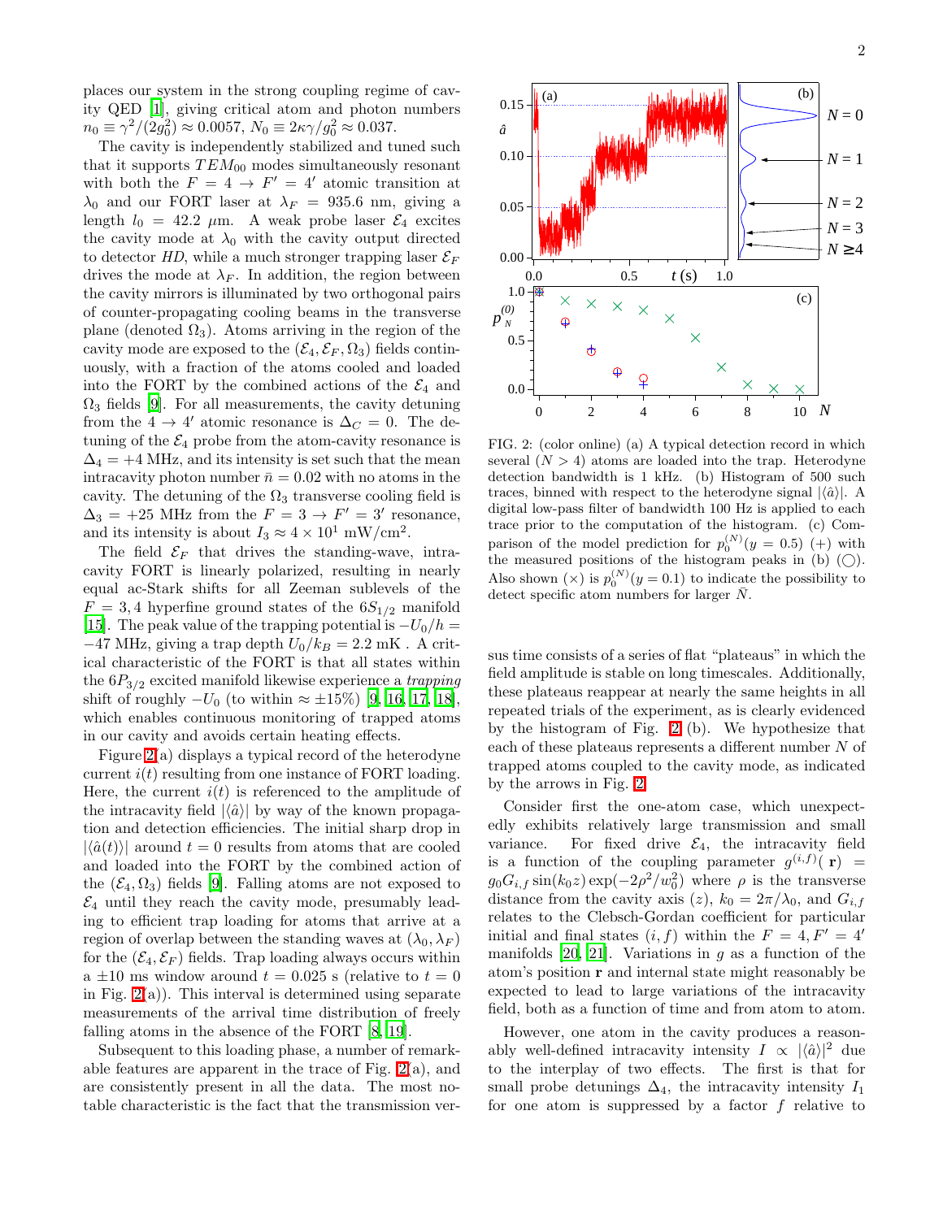places our system in the strong coupling regime of cavity QED [1], giving critical atom and photon numbers $n_0 \equiv \gamma^2/(2g_0^2) \approx 0.0057$, $N_0 \equiv 2\kappa\gamma/g_0^2 \approx 0.037$.

The cavity is independently stabilized and tuned such that it supports $TEM_{00}$ modes simultaneously resonant with both the $F = 4 \rightarrow F' = 4'$ atomic transition at $\lambda_0$ and our FORT laser at $\lambda_F = 935.6$ nm, giving a length $l_0 = 42.2$ $\mu$m. A weak probe laser $\mathcal{E}_4$ excites the cavity mode at $\lambda_0$ with the cavity output directed to detector $HD$, while a much stronger trapping laser $\mathcal{E}_F$ drives the mode at $\lambda_F$. In addition, the region between the cavity mirrors is illuminated by two orthogonal pairs of counter-propagating cooling beams in the transverse plane (denoted $\Omega_3$). Atoms arriving in the region of the cavity mode are exposed to the $(\mathcal{E}_4, \mathcal{E}_F, \Omega_3)$ fields continuously, with a fraction of the atoms cooled and loaded into the FORT by the combined actions of the $\mathcal{E}_4$ and $\Omega_3$ fields [9]. For all measurements, the cavity detuning from the $4 \rightarrow 4'$ atomic resonance is $\Delta_C = 0$. The detuning of the $\mathcal{E}_4$ probe from the atom-cavity resonance is $\Delta_4 = +4$ MHz, and its intensity is set such that the mean intracavity photon number $\bar{n} = 0.02$ with no atoms in the cavity. The detuning of the $\Omega_3$ transverse cooling field is $\Delta_3 = +25$ MHz from the $F = 3 \rightarrow F' = 3'$ resonance, and its intensity is about $I_3 \approx 4 \times 10^1$ mW/cm$^2$.

The field $\mathcal{E}_F$ that drives the standing-wave, intracavity FORT is linearly polarized, resulting in nearly equal ac-Stark shifts for all Zeeman sublevels of the $F = 3, 4$ hyperfine ground states of the $6S_{1/2}$ manifold [15]. The peak value of the trapping potential is $-U_0/h = -47$ MHz, giving a trap depth $U_0/k_B = 2.2$ mK . A critical characteristic of the FORT is that all states within the $6P_{3/2}$ excited manifold likewise experience a *trapping* shift of roughly $-U_0$ (to within $\approx \pm 15\%$) [9, 16, 17, 18], which enables continuous monitoring of trapped atoms in our cavity and avoids certain heating effects.

Figure 2(a) displays a typical record of the heterodyne current $i(t)$ resulting from one instance of FORT loading. Here, the current $i(t)$ is referenced to the amplitude of the intracavity field $|\langle \hat{a} \rangle|$ by way of the known propagation and detection efficiencies. The initial sharp drop in $|\langle \hat{a}(t) \rangle|$ around $t = 0$ results from atoms that are cooled and loaded into the FORT by the combined action of the $(\mathcal{E}_4, \Omega_3)$ fields [9]. Falling atoms are not exposed to $\mathcal{E}_4$ until they reach the cavity mode, presumably leading to efficient trap loading for atoms that arrive at a region of overlap between the standing waves at $(\lambda_0, \lambda_F)$ for the $(\mathcal{E}_4, \mathcal{E}_F)$ fields. Trap loading always occurs within a $\pm 10$ ms window around $t = 0.025$ s (relative to $t = 0$ in Fig. 2(a)). This interval is determined using separate measurements of the arrival time distribution of freely falling atoms in the absence of the FORT [8, 19].

Subsequent to this loading phase, a number of remarkable features are apparent in the trace of Fig. 2(a), and are consistently present in all the data. The most notable characteristic is the fact that the transmission versus time consists of a series of flat "plateaus" in which the field amplitude is stable on long timescales. Additionally, these plateaus reappear at nearly the same heights in all repeated trials of the experiment, as is clearly evidenced by the histogram of Fig. 2(b). We hypothesize that each of these plateaus represents a different number $N$ of trapped atoms coupled to the cavity mode, as indicated by the arrows in Fig. 2.

FIG. 2: (color online) (a) A typical detection record in which several ($N > 4$) atoms are loaded into the trap. Heterodyne detection bandwidth is 1 kHz. (b) Histogram of 500 such traces, binned with respect to the heterodyne signal $|\langle \hat{a} \rangle|$. A digital low-pass filter of bandwidth 100 Hz is applied to each trace prior to the computation of the histogram. (c) Comparison of the model prediction for $p_0^{(N)}(y = 0.5)$ (+) with the measured positions of the histogram peaks in (b) (◯). Also shown (×) is $p_0^{(N)}(y = 0.1)$ to indicate the possibility to detect specific atom numbers for larger $\bar{N}$.

Consider first the one-atom case, which unexpectedly exhibits relatively large transmission and small variance. For fixed drive $\mathcal{E}_4$, the intracavity field is a function of the coupling parameter $g^{(i,f)}(\mathbf{r}) = g_0 G_{i,f} \sin(k_0 z) \exp(-2\rho^2/w_0^2)$ where $\rho$ is the transverse distance from the cavity axis ($z$), $k_0 = 2\pi/\lambda_0$, and $G_{i,f}$ relates to the Clebsch-Gordan coefficient for particular initial and final states $(i, f)$ within the $F = 4, F' = 4'$ manifolds [20, 21]. Variations in $g$ as a function of the atom's position $\mathbf{r}$ and internal state might reasonably be expected to lead to large variations of the intracavity field, both as a function of time and from atom to atom.

However, one atom in the cavity produces a reasonably well-defined intracavity intensity $I \propto |\langle \hat{a} \rangle|^2$ due to the interplay of two effects. The first is that for small probe detunings $\Delta_4$, the intracavity intensity $I_1$ for one atom is suppressed by a factor $f$ relative to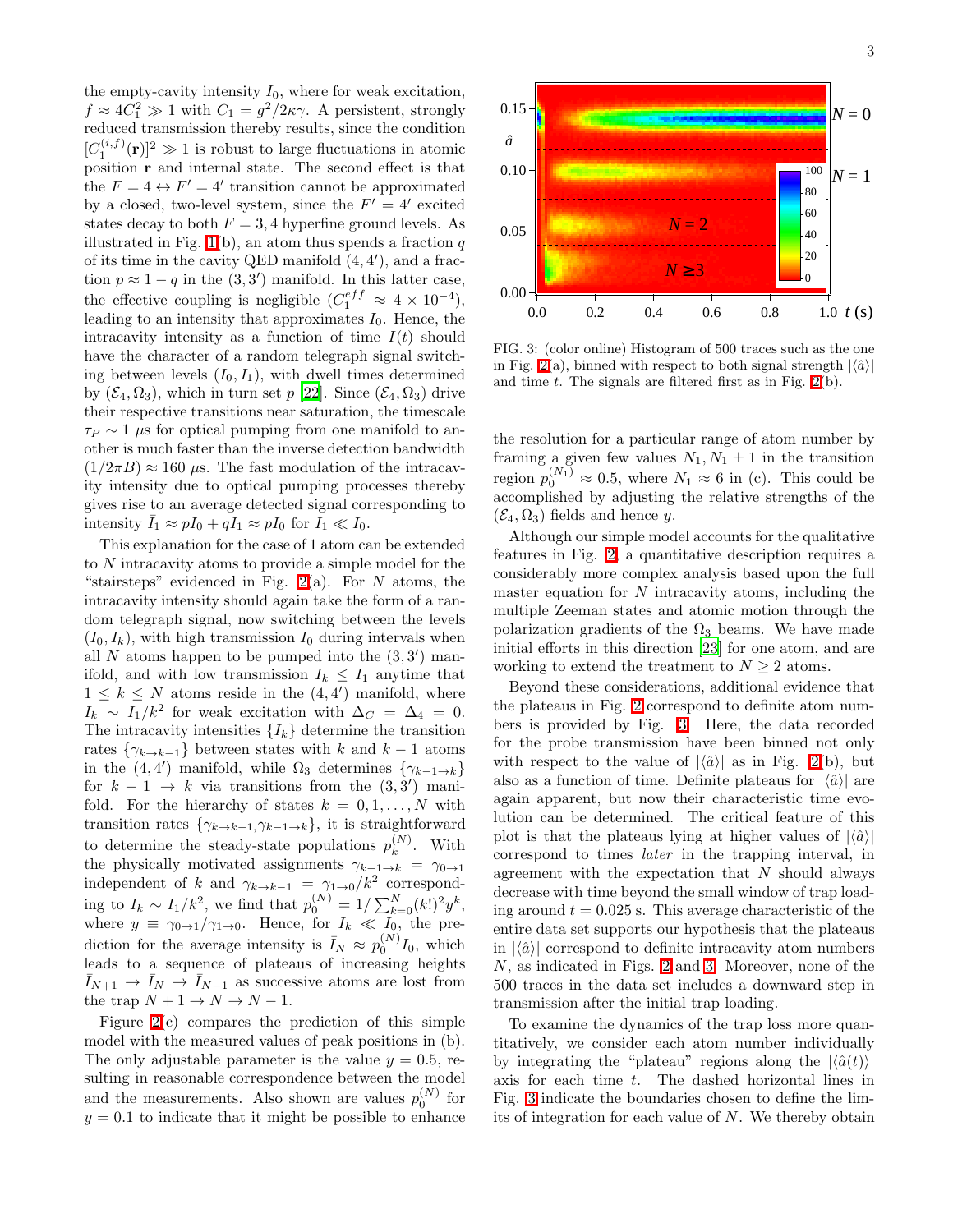the empty-cavity intensity $I_0$, where for weak excitation, $f \approx 4C_1^2 \gg 1$ with $C_1 = g^2/2\kappa\gamma$. A persistent, strongly reduced transmission thereby results, since the condition $[C_1^{(i,f)}(\mathbf{r})]^2 \gg 1$ is robust to large fluctuations in atomic position $\mathbf{r}$ and internal state. The second effect is that the $F = 4 \leftrightarrow F' = 4'$ transition cannot be approximated by a closed, two-level system, since the $F' = 4'$ excited states decay to both $F = 3, 4$ hyperfine ground levels. As illustrated in Fig. 1(b), an atom thus spends a fraction $q$ of its time in the cavity QED manifold $(4, 4')$, and a fraction $p \approx 1 - q$ in the $(3, 3')$ manifold. In this latter case, the effective coupling is negligible ($C_1^{eff} \approx 4 \times 10^{-4}$), leading to an intensity that approximates $I_0$. Hence, the intracavity intensity as a function of time $I(t)$ should have the character of a random telegraph signal switching between levels $(I_0, I_1)$, with dwell times determined by $(\mathcal{E}_4, \Omega_3)$, which in turn set $p$ [22]. Since $(\mathcal{E}_4, \Omega_3)$ drive their respective transitions near saturation, the timescale $\tau_P \sim 1\ \mu$s for optical pumping from one manifold to another is much faster than the inverse detection bandwidth $(1/2\pi B) \approx 160\ \mu$s. The fast modulation of the intracavity intensity due to optical pumping processes thereby gives rise to an average detected signal corresponding to intensity $\bar{I}_1 \approx pI_0 + qI_1 \approx pI_0$ for $I_1 \ll I_0$.

This explanation for the case of 1 atom can be extended to $N$ intracavity atoms to provide a simple model for the "stairsteps" evidenced in Fig. 2(a). For $N$ atoms, the intracavity intensity should again take the form of a random telegraph signal, now switching between the levels $(I_0, I_k)$, with high transmission $I_0$ during intervals when all $N$ atoms happen to be pumped into the $(3, 3')$ manifold, and with low transmission $I_k \leq I_1$ anytime that $1 \leq k \leq N$ atoms reside in the $(4, 4')$ manifold, where $I_k \sim I_1/k^2$ for weak excitation with $\Delta_C = \Delta_4 = 0$. The intracavity intensities $\{I_k\}$ determine the transition rates $\{\gamma_{k\to k-1}\}$ between states with $k$ and $k-1$ atoms in the $(4, 4')$ manifold, while $\Omega_3$ determines $\{\gamma_{k-1\to k}\}$ for $k-1 \to k$ via transitions from the $(3, 3')$ manifold. For the hierarchy of states $k = 0, 1, \ldots, N$ with transition rates $\{\gamma_{k\to k-1}, \gamma_{k-1\to k}\}$, it is straightforward to determine the steady-state populations $p_k^{(N)}$. With the physically motivated assignments $\gamma_{k-1\to k} = \gamma_{0\to 1}$ independent of $k$ and $\gamma_{k\to k-1} = \gamma_{1\to 0}/k^2$ corresponding to $I_k \sim I_1/k^2$, we find that $p_0^{(N)} = 1/\sum_{k=0}^{N}(k!)^2 y^k$, where $y \equiv \gamma_{0\to 1}/\gamma_{1\to 0}$. Hence, for $I_k \ll I_0$, the prediction for the average intensity is $\bar{I}_N \approx p_0^{(N)} I_0$, which leads to a sequence of plateaus of increasing heights $\bar{I}_{N+1} \to \bar{I}_N \to \bar{I}_{N-1}$ as successive atoms are lost from the trap $N+1 \to N \to N-1$.

Figure 2(c) compares the prediction of this simple model with the measured values of peak positions in (b). The only adjustable parameter is the value $y = 0.5$, resulting in reasonable correspondence between the model and the measurements. Also shown are values $p_0^{(N)}$ for $y = 0.1$ to indicate that it might be possible to enhance the resolution for a particular range of atom number by framing a given few values $N_1, N_1 \pm 1$ in the transition region $p_0^{(N_1)} \approx 0.5$, where $N_1 \approx 6$ in (c). This could be accomplished by adjusting the relative strengths of the $(\mathcal{E}_4, \Omega_3)$ fields and hence $y$.

FIG. 3: (color online) Histogram of 500 traces such as the one in Fig. 2(a), binned with respect to both signal strength $|\langle \hat{a} \rangle|$ and time $t$. The signals are filtered first as in Fig. 2(b).

Although our simple model accounts for the qualitative features in Fig. 2, a quantitative description requires a considerably more complex analysis based upon the full master equation for $N$ intracavity atoms, including the multiple Zeeman states and atomic motion through the polarization gradients of the $\Omega_3$ beams. We have made initial efforts in this direction [23] for one atom, and are working to extend the treatment to $N \geq 2$ atoms.

Beyond these considerations, additional evidence that the plateaus in Fig. 2 correspond to definite atom numbers is provided by Fig. 3. Here, the data recorded for the probe transmission have been binned not only with respect to the value of $|\langle \hat{a} \rangle|$ as in Fig. 2(b), but also as a function of time. Definite plateaus for $|\langle \hat{a} \rangle|$ are again apparent, but now their characteristic time evolution can be determined. The critical feature of this plot is that the plateaus lying at higher values of $|\langle \hat{a} \rangle|$ correspond to times *later* in the trapping interval, in agreement with the expectation that $N$ should always decrease with time beyond the small window of trap loading around $t = 0.025$ s. This average characteristic of the entire data set supports our hypothesis that the plateaus in $|\langle \hat{a} \rangle|$ correspond to definite intracavity atom numbers $N$, as indicated in Figs. 2 and 3. Moreover, none of the 500 traces in the data set includes a downward step in transmission after the initial trap loading.

To examine the dynamics of the trap loss more quantitatively, we consider each atom number individually by integrating the "plateau" regions along the $|\langle \hat{a}(t) \rangle|$ axis for each time $t$. The dashed horizontal lines in Fig. 3 indicate the boundaries chosen to define the limits of integration for each value of $N$. We thereby obtain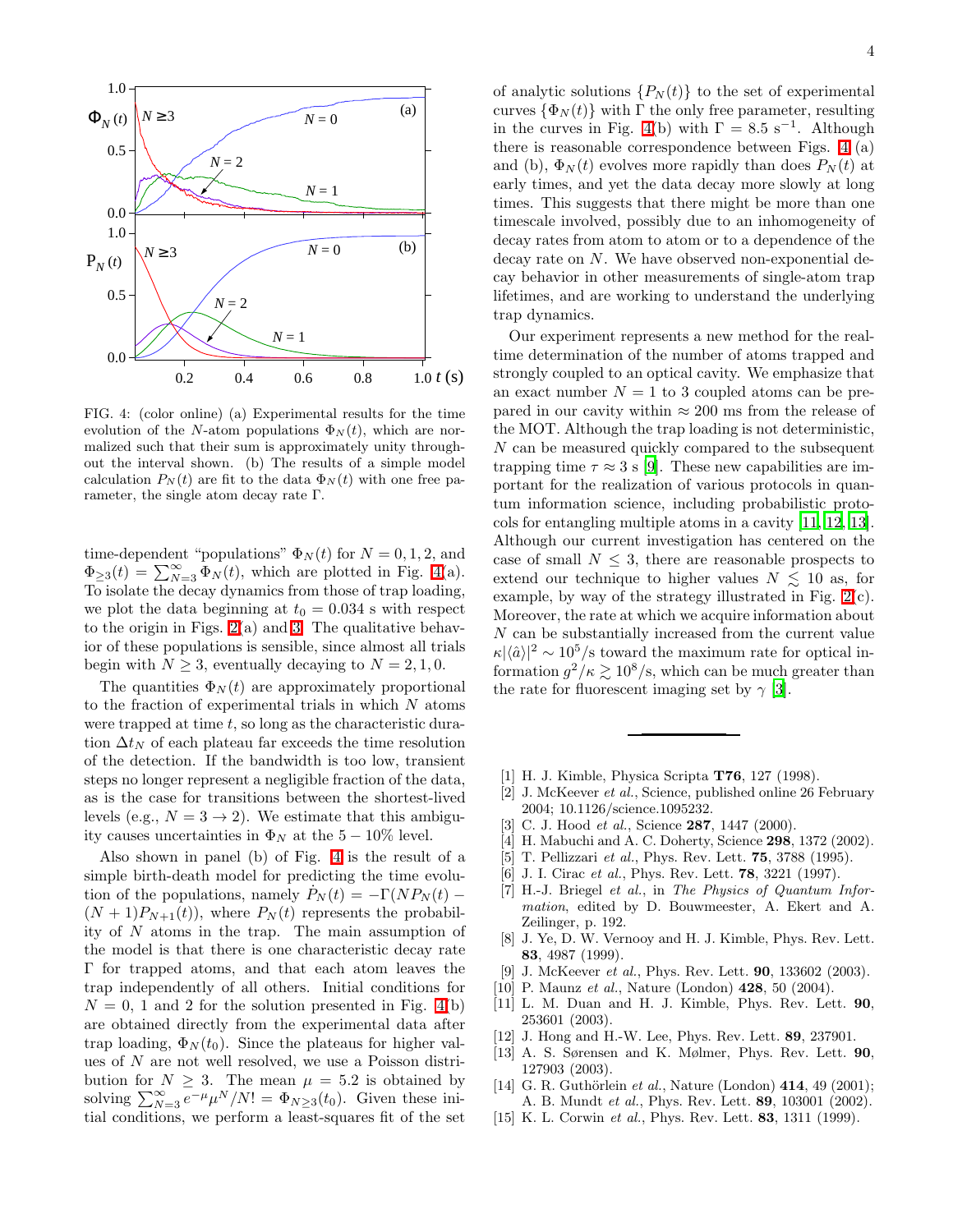FIG. 4: (color online) (a) Experimental results for the time evolution of the $N$-atom populations $\Phi_N(t)$, which are normalized such that their sum is approximately unity throughout the interval shown. (b) The results of a simple model calculation $P_N(t)$ are fit to the data $\Phi_N(t)$ with one free parameter, the single atom decay rate $\Gamma$.

time-dependent "populations" $\Phi_N(t)$ for $N = 0, 1, 2$, and $\Phi_{\geq 3}(t) = \sum_{N=3}^{\infty} \Phi_N(t)$, which are plotted in Fig. 4(a). To isolate the decay dynamics from those of trap loading, we plot the data beginning at $t_0 = 0.034$ s with respect to the origin in Figs. 2(a) and 3. The qualitative behavior of these populations is sensible, since almost all trials begin with $N \geq 3$, eventually decaying to $N = 2, 1, 0$.

The quantities $\Phi_N(t)$ are approximately proportional to the fraction of experimental trials in which $N$ atoms were trapped at time $t$, so long as the characteristic duration $\Delta t_N$ of each plateau far exceeds the time resolution of the detection. If the bandwidth is too low, transient steps no longer represent a negligible fraction of the data, as is the case for transitions between the shortest-lived levels (e.g., $N = 3 \to 2$). We estimate that this ambiguity causes uncertainties in $\Phi_N$ at the $5 - 10\%$ level.

Also shown in panel (b) of Fig. 4 is the result of a simple birth-death model for predicting the time evolution of the populations, namely $\dot{P}_N(t) = -\Gamma(NP_N(t) - (N+1)P_{N+1}(t))$, where $P_N(t)$ represents the probability of $N$ atoms in the trap. The main assumption of the model is that there is one characteristic decay rate $\Gamma$ for trapped atoms, and that each atom leaves the trap independently of all others. Initial conditions for $N = 0$, 1 and 2 for the solution presented in Fig. 4(b) are obtained directly from the experimental data after trap loading, $\Phi_N(t_0)$. Since the plateaus for higher values of $N$ are not well resolved, we use a Poisson distribution for $N \geq 3$. The mean $\mu = 5.2$ is obtained by solving $\sum_{N=3}^{\infty} e^{-\mu}\mu^N/N! = \Phi_{N\geq 3}(t_0)$. Given these initial conditions, we perform a least-squares fit of the set of analytic solutions $\{P_N(t)\}$ to the set of experimental curves $\{\Phi_N(t)\}$ with $\Gamma$ the only free parameter, resulting in the curves in Fig. 4(b) with $\Gamma = 8.5$ s$^{-1}$. Although there is reasonable correspondence between Figs. 4 (a) and (b), $\Phi_N(t)$ evolves more rapidly than does $P_N(t)$ at early times, and yet the data decay more slowly at long times. This suggests that there might be more than one timescale involved, possibly due to an inhomogeneity of decay rates from atom to atom or to a dependence of the decay rate on $N$. We have observed non-exponential decay behavior in other measurements of single-atom trap lifetimes, and are working to understand the underlying trap dynamics.

Our experiment represents a new method for the real-time determination of the number of atoms trapped and strongly coupled to an optical cavity. We emphasize that an exact number $N = 1$ to 3 coupled atoms can be prepared in our cavity within $\approx 200$ ms from the release of the MOT. Although the trap loading is not deterministic, $N$ can be measured quickly compared to the subsequent trapping time $\tau \approx 3$ s [9]. These new capabilities are important for the realization of various protocols in quantum information science, including probabilistic protocols for entangling multiple atoms in a cavity [11, 12, 13]. Although our current investigation has centered on the case of small $N \leq 3$, there are reasonable prospects to extend our technique to higher values $N \lesssim 10$ as, for example, by way of the strategy illustrated in Fig. 2(c). Moreover, the rate at which we acquire information about $N$ can be substantially increased from the current value $\kappa|\langle \hat{a} \rangle|^2 \sim 10^5$/s toward the maximum rate for optical information $g^2/\kappa \gtrsim 10^8$/s, which can be much greater than the rate for fluorescent imaging set by $\gamma$ [3].

---

[1] H. J. Kimble, Physica Scripta **T76**, 127 (1998).

[2] J. McKeever *et al.*, Science, published online 26 February 2004; 10.1126/science.1095232.

[3] C. J. Hood *et al.*, Science **287**, 1447 (2000).

[4] H. Mabuchi and A. C. Doherty, Science **298**, 1372 (2002).

[5] T. Pellizzari *et al.*, Phys. Rev. Lett. **75**, 3788 (1995).

[6] J. I. Cirac *et al.*, Phys. Rev. Lett. **78**, 3221 (1997).

[7] H.-J. Briegel *et al.*, in *The Physics of Quantum Information*, edited by D. Bouwmeester, A. Ekert and A. Zeilinger, p. 192.

[8] J. Ye, D. W. Vernooy and H. J. Kimble, Phys. Rev. Lett. **83**, 4987 (1999).

[9] J. McKeever *et al.*, Phys. Rev. Lett. **90**, 133602 (2003).

[10] P. Maunz *et al.*, Nature (London) **428**, 50 (2004).

[11] L. M. Duan and H. J. Kimble, Phys. Rev. Lett. **90**, 253601 (2003).

[12] J. Hong and H.-W. Lee, Phys. Rev. Lett. **89**, 237901.

[13] A. S. Sørensen and K. Mølmer, Phys. Rev. Lett. **90**, 127903 (2003).

[14] G. R. Guthörlein *et al.*, Nature (London) **414**, 49 (2001); A. B. Mundt *et al.*, Phys. Rev. Lett. **89**, 103001 (2002).

[15] K. L. Corwin *et al.*, Phys. Rev. Lett. **83**, 1311 (1999).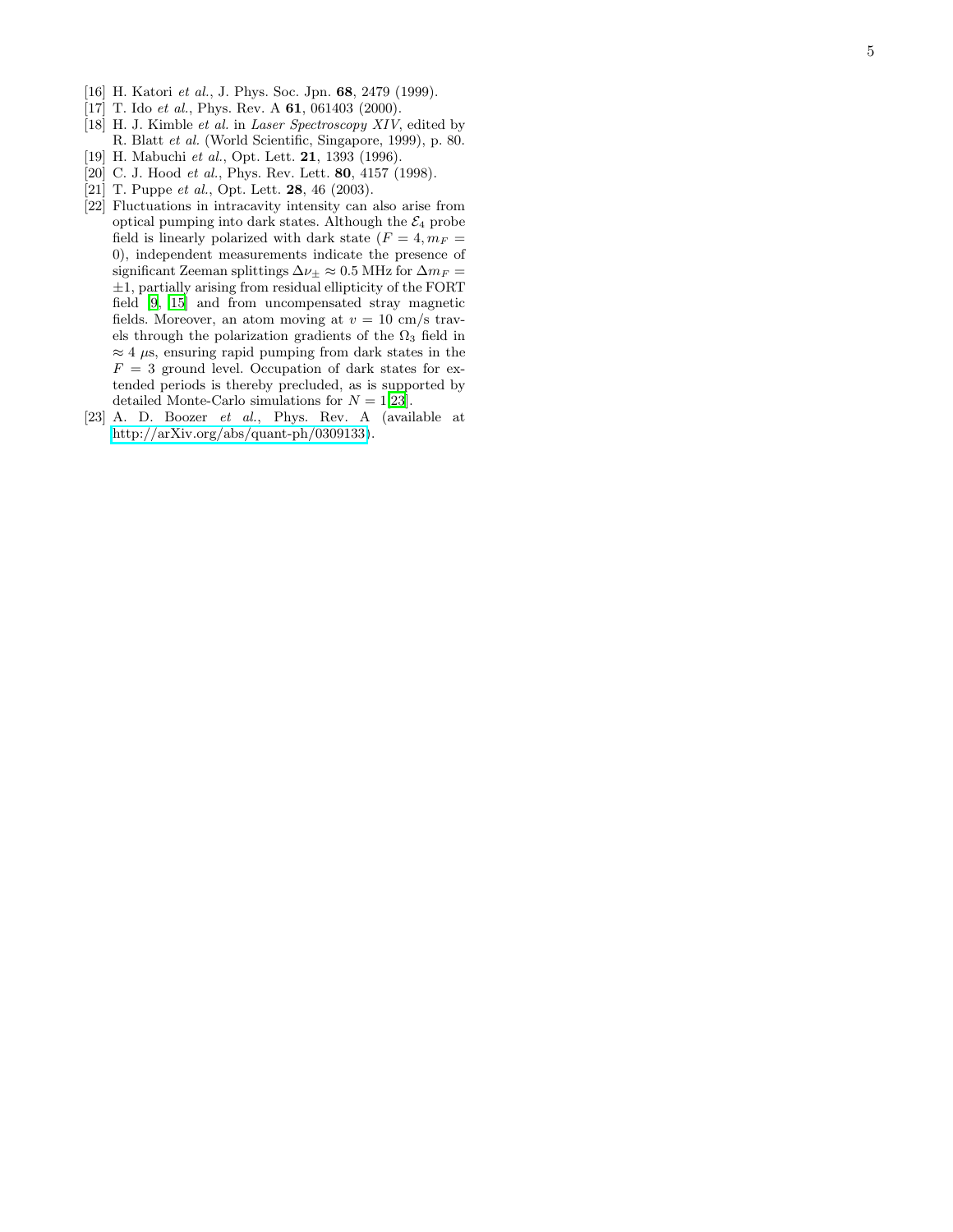[16] H. Katori *et al.*, J. Phys. Soc. Jpn. **68**, 2479 (1999).

[17] T. Ido *et al.*, Phys. Rev. A **61**, 061403 (2000).

[18] H. J. Kimble *et al.* in *Laser Spectroscopy XIV*, edited by R. Blatt *et al.* (World Scientific, Singapore, 1999), p. 80.

[19] H. Mabuchi *et al.*, Opt. Lett. **21**, 1393 (1996).

[20] C. J. Hood *et al.*, Phys. Rev. Lett. **80**, 4157 (1998).

[21] T. Puppe *et al.*, Opt. Lett. **28**, 46 (2003).

[22] Fluctuations in intracavity intensity can also arise from optical pumping into dark states. Although the $\mathcal{E}_4$ probe field is linearly polarized with dark state ($F = 4, m_F = 0$), independent measurements indicate the presence of significant Zeeman splittings $\Delta\nu_{\pm} \approx 0.5$ MHz for $\Delta m_F = \pm 1$, partially arising from residual ellipticity of the FORT field [9, 15] and from uncompensated stray magnetic fields. Moreover, an atom moving at $v = 10$ cm/s travels through the polarization gradients of the $\Omega_3$ field in $\approx 4$ $\mu$s, ensuring rapid pumping from dark states in the $F = 3$ ground level. Occupation of dark states for extended periods is thereby precluded, as is supported by detailed Monte-Carlo simulations for $N = 1$[23].

[23] A. D. Boozer *et al.*, Phys. Rev. A (available at http://arXiv.org/abs/quant-ph/0309133).